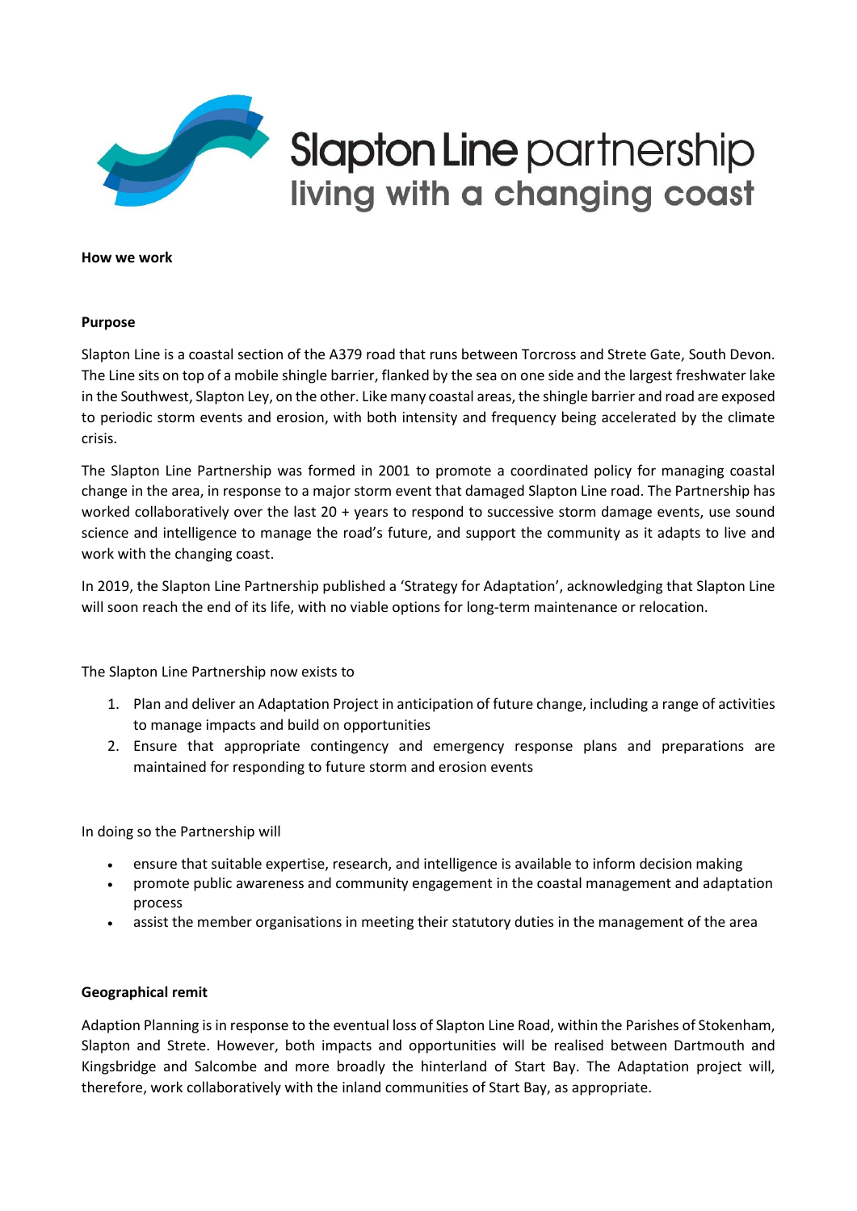Slapton Line partnership
living with a changing coast

**How we work**

**Purpose**

Slapton Line is a coastal section of the A379 road that runs between Torcross and Strete Gate, South Devon. The Line sits on top of a mobile shingle barrier, flanked by the sea on one side and the largest freshwater lake in the Southwest, Slapton Ley, on the other. Like many coastal areas, the shingle barrier and road are exposed to periodic storm events and erosion, with both intensity and frequency being accelerated by the climate crisis.

The Slapton Line Partnership was formed in 2001 to promote a coordinated policy for managing coastal change in the area, in response to a major storm event that damaged Slapton Line road. The Partnership has worked collaboratively over the last 20 + years to respond to successive storm damage events, use sound science and intelligence to manage the road's future, and support the community as it adapts to live and work with the changing coast.

In 2019, the Slapton Line Partnership published a 'Strategy for Adaptation', acknowledging that Slapton Line will soon reach the end of its life, with no viable options for long-term maintenance or relocation.

The Slapton Line Partnership now exists to

1. Plan and deliver an Adaptation Project in anticipation of future change, including a range of activities to manage impacts and build on opportunities
2. Ensure that appropriate contingency and emergency response plans and preparations are maintained for responding to future storm and erosion events

In doing so the Partnership will

- ensure that suitable expertise, research, and intelligence is available to inform decision making
- promote public awareness and community engagement in the coastal management and adaptation process
- assist the member organisations in meeting their statutory duties in the management of the area

**Geographical remit**

Adaption Planning is in response to the eventual loss of Slapton Line Road, within the Parishes of Stokenham, Slapton and Strete. However, both impacts and opportunities will be realised between Dartmouth and Kingsbridge and Salcombe and more broadly the hinterland of Start Bay. The Adaptation project will, therefore, work collaboratively with the inland communities of Start Bay, as appropriate.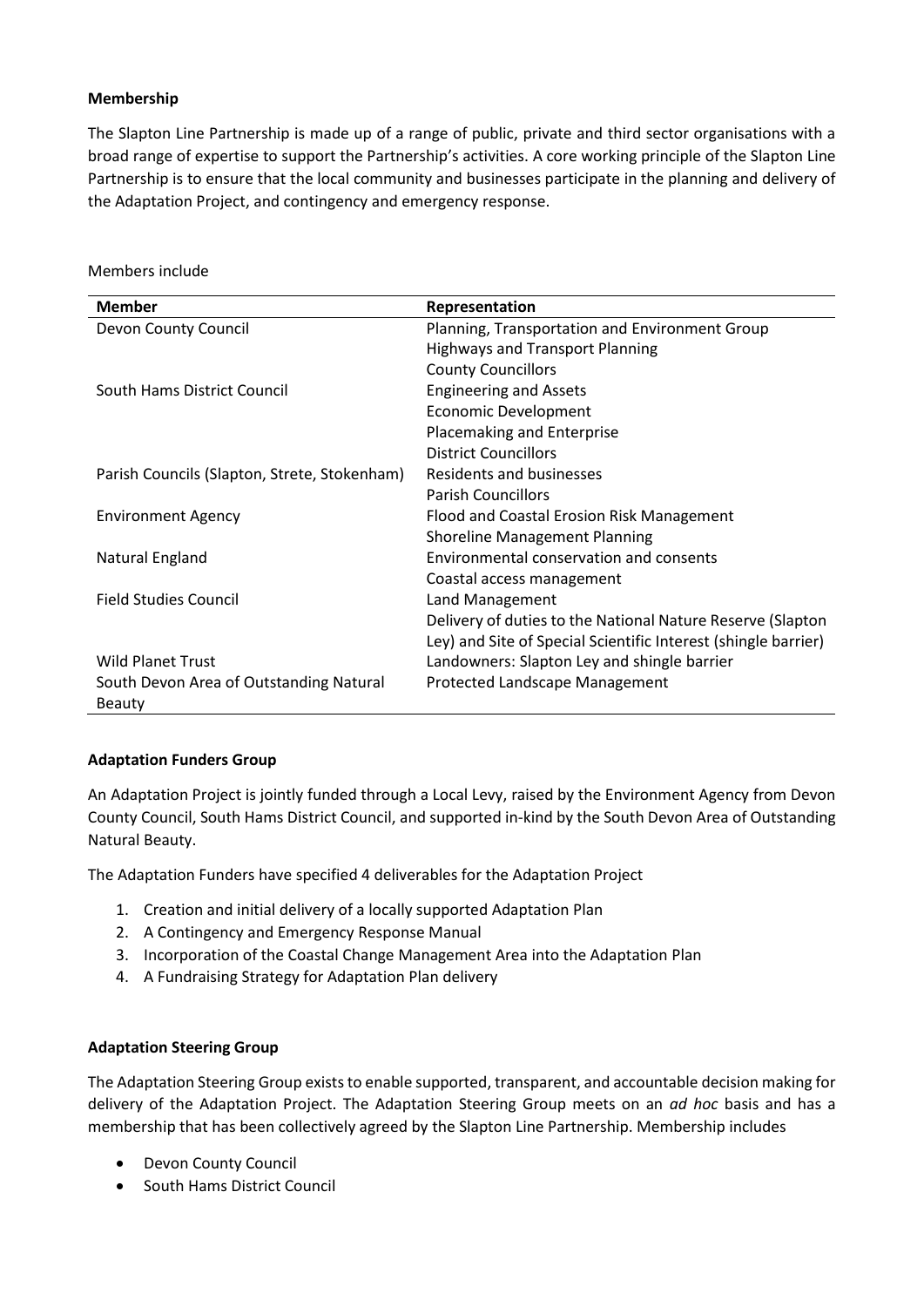**Membership**

The Slapton Line Partnership is made up of a range of public, private and third sector organisations with a broad range of expertise to support the Partnership's activities. A core working principle of the Slapton Line Partnership is to ensure that the local community and businesses participate in the planning and delivery of the Adaptation Project, and contingency and emergency response.

Members include

| Member | Representation |
|---|---|
| Devon County Council | Planning, Transportation and Environment Group<br>Highways and Transport Planning<br>County Councillors |
| South Hams District Council | Engineering and Assets<br>Economic Development<br>Placemaking and Enterprise<br>District Councillors |
| Parish Councils (Slapton, Strete, Stokenham) | Residents and businesses<br>Parish Councillors |
| Environment Agency | Flood and Coastal Erosion Risk Management<br>Shoreline Management Planning |
| Natural England | Environmental conservation and consents<br>Coastal access management |
| Field Studies Council | Land Management<br>Delivery of duties to the National Nature Reserve (Slapton Ley) and Site of Special Scientific Interest (shingle barrier) |
| Wild Planet Trust | Landowners: Slapton Ley and shingle barrier |
| South Devon Area of Outstanding Natural Beauty | Protected Landscape Management |

**Adaptation Funders Group**

An Adaptation Project is jointly funded through a Local Levy, raised by the Environment Agency from Devon County Council, South Hams District Council, and supported in-kind by the South Devon Area of Outstanding Natural Beauty.

The Adaptation Funders have specified 4 deliverables for the Adaptation Project

1. Creation and initial delivery of a locally supported Adaptation Plan
2. A Contingency and Emergency Response Manual
3. Incorporation of the Coastal Change Management Area into the Adaptation Plan
4. A Fundraising Strategy for Adaptation Plan delivery

**Adaptation Steering Group**

The Adaptation Steering Group exists to enable supported, transparent, and accountable decision making for delivery of the Adaptation Project. The Adaptation Steering Group meets on an *ad hoc* basis and has a membership that has been collectively agreed by the Slapton Line Partnership. Membership includes

- Devon County Council
- South Hams District Council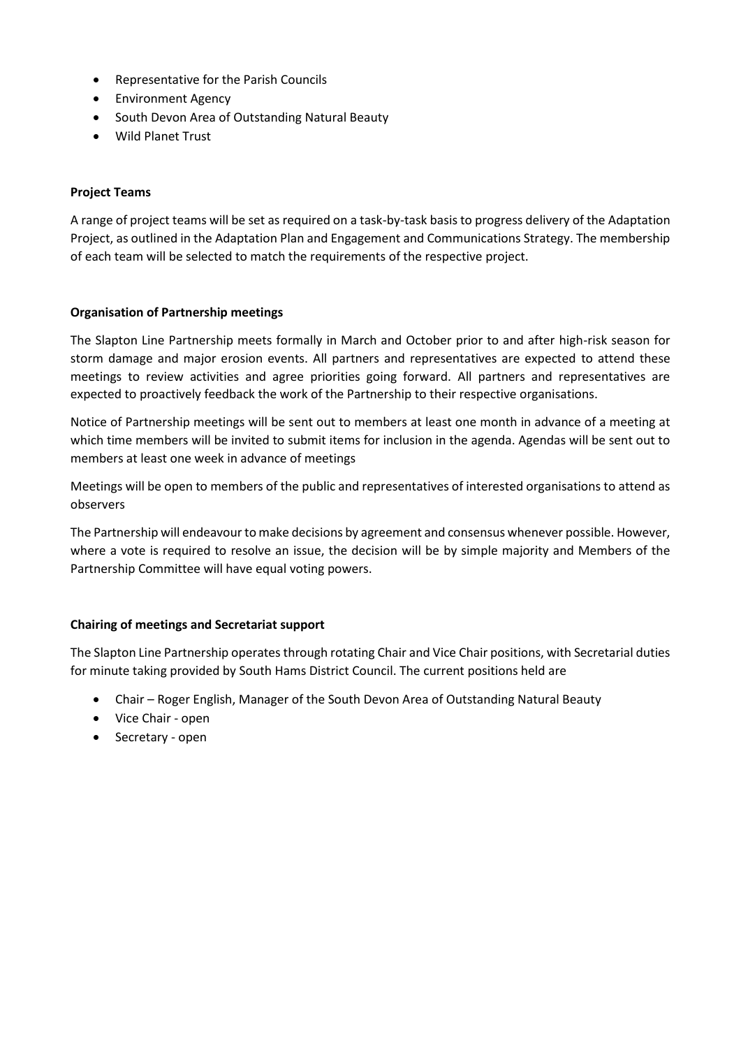- Representative for the Parish Councils
- Environment Agency
- South Devon Area of Outstanding Natural Beauty
- Wild Planet Trust

**Project Teams**

A range of project teams will be set as required on a task-by-task basis to progress delivery of the Adaptation Project, as outlined in the Adaptation Plan and Engagement and Communications Strategy. The membership of each team will be selected to match the requirements of the respective project.

**Organisation of Partnership meetings**

The Slapton Line Partnership meets formally in March and October prior to and after high-risk season for storm damage and major erosion events. All partners and representatives are expected to attend these meetings to review activities and agree priorities going forward. All partners and representatives are expected to proactively feedback the work of the Partnership to their respective organisations.

Notice of Partnership meetings will be sent out to members at least one month in advance of a meeting at which time members will be invited to submit items for inclusion in the agenda. Agendas will be sent out to members at least one week in advance of meetings

Meetings will be open to members of the public and representatives of interested organisations to attend as observers

The Partnership will endeavour to make decisions by agreement and consensus whenever possible. However, where a vote is required to resolve an issue, the decision will be by simple majority and Members of the Partnership Committee will have equal voting powers.

**Chairing of meetings and Secretariat support**

The Slapton Line Partnership operates through rotating Chair and Vice Chair positions, with Secretarial duties for minute taking provided by South Hams District Council. The current positions held are

- Chair – Roger English, Manager of the South Devon Area of Outstanding Natural Beauty
- Vice Chair - open
- Secretary - open